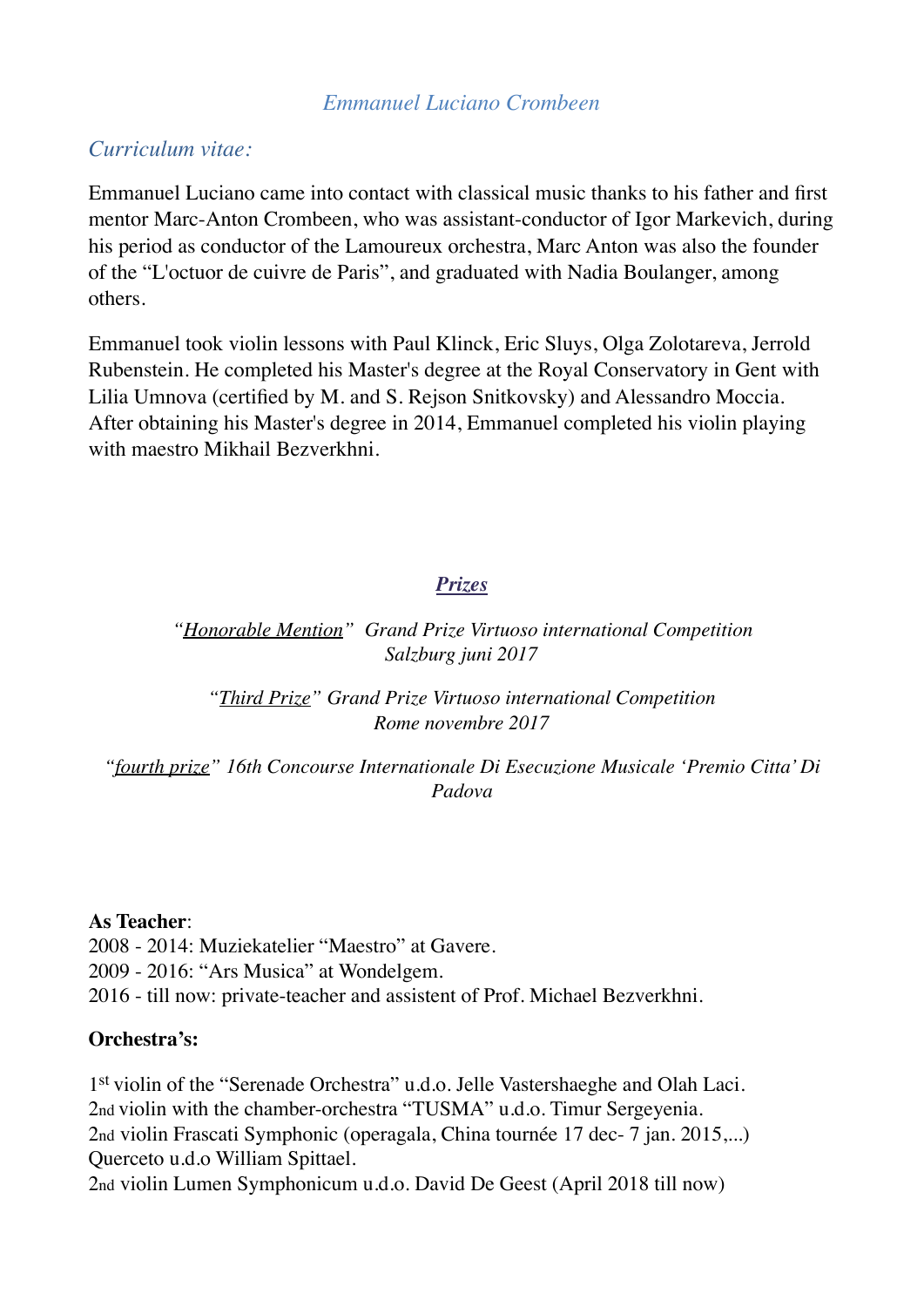# *Emmanuel Luciano Crombeen*

## *Curriculum vitae:*

Emmanuel Luciano came into contact with classical music thanks to his father and first mentor Marc-Anton Crombeen, who was assistant-conductor of Igor Markevich, during his period as conductor of the Lamoureux orchestra, Marc Anton was also the founder of the "L'octuor de cuivre de Paris", and graduated with Nadia Boulanger, among others.

Emmanuel took violin lessons with Paul Klinck, Eric Sluys, Olga Zolotareva, Jerrold Rubenstein. He completed his Master's degree at the Royal Conservatory in Gent with Lilia Umnova (certified by M. and S. Rejson Snitkovsky) and Alessandro Moccia. After obtaining his Master's degree in 2014, Emmanuel completed his violin playing with maestro Mikhail Bezverkhni.

## ***Prizes***

*"Honorable Mention" Grand Prize Virtuoso international Competition Salzburg juni 2017*

*"Third Prize" Grand Prize Virtuoso international Competition Rome novembre 2017*

*"fourth prize" 16th Concourse Internationale Di Esecuzione Musicale 'Premio Citta' Di Padova*

**As Teacher**:

2008 - 2014: Muziekatelier "Maestro" at Gavere.
2009 - 2016: "Ars Musica" at Wondelgem.
2016 - till now: private-teacher and assistent of Prof. Michael Bezverkhni.

**Orchestra's:**

1st violin of the "Serenade Orchestra" u.d.o. Jelle Vastershaeghe and Olah Laci.
2nd violin with the chamber-orchestra "TUSMA" u.d.o. Timur Sergeyenia.
2nd violin Frascati Symphonic (operagala, China tournée 17 dec- 7 jan. 2015,...)
Querceto u.d.o William Spittael.
2nd violin Lumen Symphonicum u.d.o. David De Geest (April 2018 till now)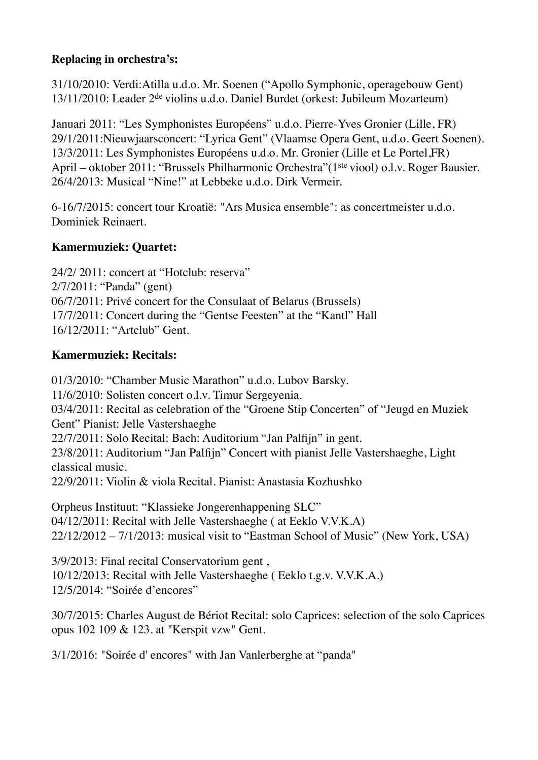**Replacing in orchestra's:**

31/10/2010: Verdi:Atilla u.d.o. Mr. Soenen ("Apollo Symphonic, operagebouw Gent)
13/11/2010: Leader 2de violins u.d.o. Daniel Burdet (orkest: Jubileum Mozarteum)

Januari 2011: "Les Symphonistes Européens" u.d.o. Pierre-Yves Gronier (Lille, FR)
29/1/2011:Nieuwjaarsconcert: "Lyrica Gent" (Vlaamse Opera Gent, u.d.o. Geert Soenen).
13/3/2011: Les Symphonistes Européens u.d.o. Mr. Gronier (Lille et Le Portel,FR)
April – oktober 2011: "Brussels Philharmonic Orchestra"(1ste viool) o.l.v. Roger Bausier.
26/4/2013: Musical "Nine!" at Lebbeke u.d.o. Dirk Vermeir.

6-16/7/2015: concert tour Kroatië: "Ars Musica ensemble": as concertmeister u.d.o. Dominiek Reinaert.

**Kamermuziek: Quartet:**

24/2/ 2011: concert at "Hotclub: reserva"
2/7/2011: "Panda" (gent)
06/7/2011: Privé concert for the Consulaat of Belarus (Brussels)
17/7/2011: Concert during the "Gentse Feesten" at the "Kantl" Hall
16/12/2011: "Artclub" Gent.

**Kamermuziek: Recitals:**

01/3/2010: "Chamber Music Marathon" u.d.o. Lubov Barsky.
11/6/2010: Solisten concert o.l.v. Timur Sergeyenia.
03/4/2011: Recital as celebration of the "Groene Stip Concerten" of "Jeugd en Muziek Gent" Pianist: Jelle Vastershaeghe
22/7/2011: Solo Recital: Bach: Auditorium "Jan Palfijn" in gent.
23/8/2011: Auditorium "Jan Palfijn" Concert with pianist Jelle Vastershaeghe, Light classical music.
22/9/2011: Violin & viola Recital. Pianist: Anastasia Kozhushko

Orpheus Instituut: "Klassieke Jongerenhappening SLC"
04/12/2011: Recital with Jelle Vastershaeghe ( at Eeklo V.V.K.A)
22/12/2012 – 7/1/2013: musical visit to "Eastman School of Music" (New York, USA)

3/9/2013: Final recital Conservatorium gent ,
10/12/2013: Recital with Jelle Vastershaeghe ( Eeklo t.g.v. V.V.K.A.)
12/5/2014: "Soirée d'encores"

30/7/2015: Charles August de Bériot Recital: solo Caprices: selection of the solo Caprices opus 102 109 & 123. at "Kerspit vzw" Gent.

3/1/2016: "Soirée d' encores" with Jan Vanlerberghe at "panda"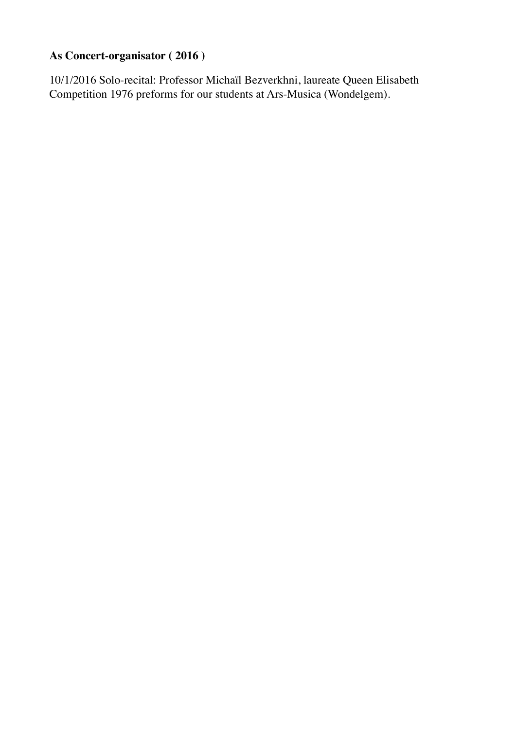**As Concert-organisator ( 2016 )**

10/1/2016 Solo-recital: Professor Michaïl Bezverkhni, laureate Queen Elisabeth Competition 1976 preforms for our students at Ars-Musica (Wondelgem).